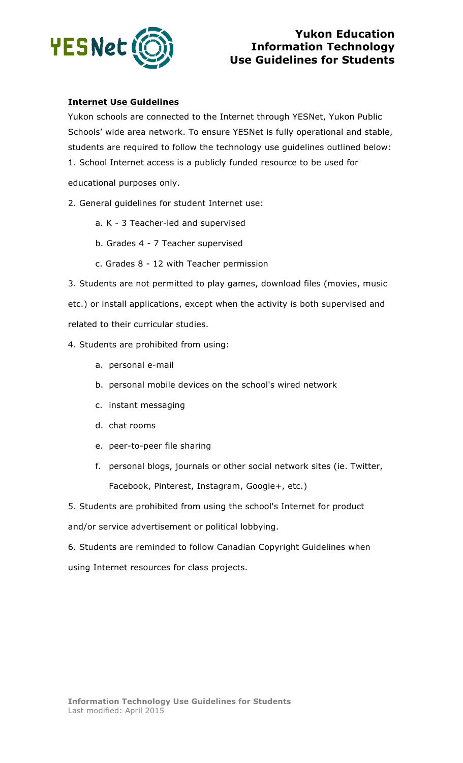# Yukon Education Information Technology Use Guidelines for Students

## Internet Use Guidelines

Yukon schools are connected to the Internet through YESNet, Yukon Public Schools' wide area network. To ensure YESNet is fully operational and stable, students are required to follow the technology use guidelines outlined below:

1. School Internet access is a publicly funded resource to be used for educational purposes only.
2. General guidelines for student Internet use:
   a. K - 3 Teacher-led and supervised
   b. Grades 4 - 7 Teacher supervised
   c. Grades 8 - 12 with Teacher permission
3. Students are not permitted to play games, download files (movies, music etc.) or install applications, except when the activity is both supervised and related to their curricular studies.
4. Students are prohibited from using:
   a. personal e-mail
   b. personal mobile devices on the school's wired network
   c. instant messaging
   d. chat rooms
   e. peer-to-peer file sharing
   f. personal blogs, journals or other social network sites (ie. Twitter, Facebook, Pinterest, Instagram, Google+, etc.)
5. Students are prohibited from using the school's Internet for product and/or service advertisement or political lobbying.
6. Students are reminded to follow Canadian Copyright Guidelines when using Internet resources for class projects.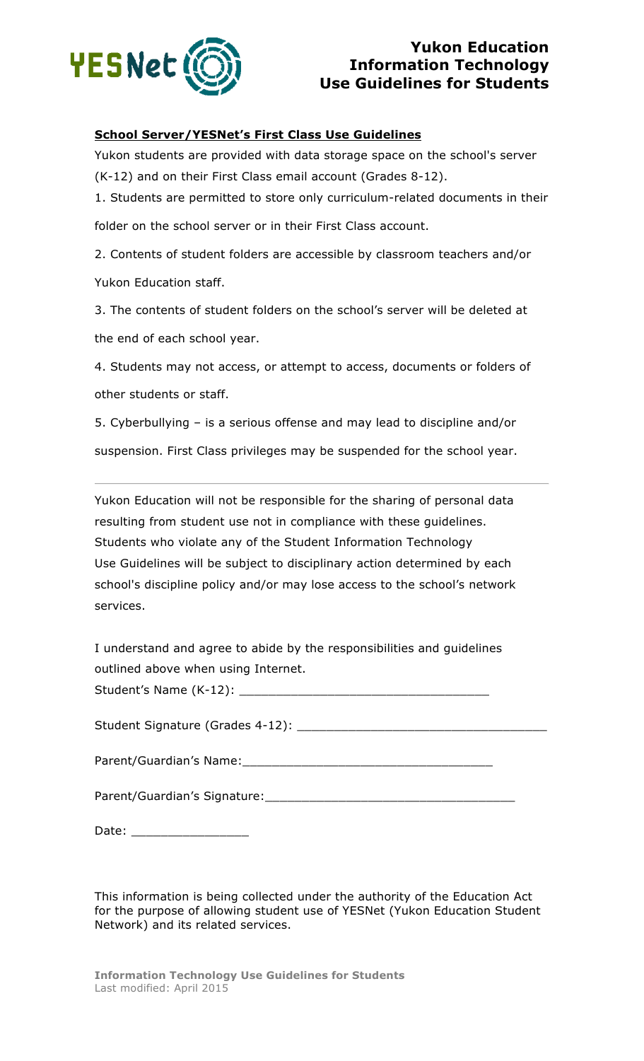# Yukon Education Information Technology Use Guidelines for Students

**School Server/YESNet's First Class Use Guidelines**

Yukon students are provided with data storage space on the school's server (K-12) and on their First Class email account (Grades 8-12).

1. Students are permitted to store only curriculum-related documents in their folder on the school server or in their First Class account.
2. Contents of student folders are accessible by classroom teachers and/or Yukon Education staff.
3. The contents of student folders on the school's server will be deleted at the end of each school year.
4. Students may not access, or attempt to access, documents or folders of other students or staff.
5. Cyberbullying – is a serious offense and may lead to discipline and/or suspension. First Class privileges may be suspended for the school year.

---

Yukon Education will not be responsible for the sharing of personal data resulting from student use not in compliance with these guidelines. Students who violate any of the Student Information Technology Use Guidelines will be subject to disciplinary action determined by each school's discipline policy and/or may lose access to the school's network services.

I understand and agree to abide by the responsibilities and guidelines outlined above when using Internet.

Student's Name (K-12): _________________________________

Student Signature (Grades 4-12): _________________________________

Parent/Guardian's Name: _________________________________

Parent/Guardian's Signature: _________________________________

Date: _______________

This information is being collected under the authority of the Education Act for the purpose of allowing student use of YESNet (Yukon Education Student Network) and its related services.

**Information Technology Use Guidelines for Students**
Last modified: April 2015